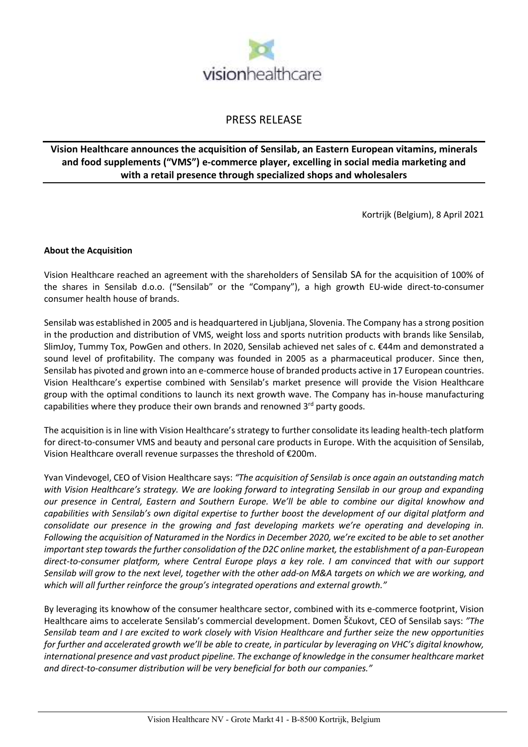# PRESS RELEASE

**Vision Healthcare announces the acquisition of Sensilab, an Eastern European vitamins, minerals and food supplements ("VMS") e-commerce player, excelling in social media marketing and with a retail presence through specialized shops and wholesalers**

Kortrijk (Belgium), 8 April 2021

**About the Acquisition**

Vision Healthcare reached an agreement with the shareholders of Sensilab SA for the acquisition of 100% of the shares in Sensilab d.o.o. ("Sensilab" or the "Company"), a high growth EU-wide direct-to-consumer consumer health house of brands.

Sensilab was established in 2005 and is headquartered in Ljubljana, Slovenia. The Company has a strong position in the production and distribution of VMS, weight loss and sports nutrition products with brands like Sensilab, SlimJoy, Tummy Tox, PowGen and others. In 2020, Sensilab achieved net sales of c. €44m and demonstrated a sound level of profitability. The company was founded in 2005 as a pharmaceutical producer. Since then, Sensilab has pivoted and grown into an e-commerce house of branded products active in 17 European countries. Vision Healthcare's expertise combined with Sensilab's market presence will provide the Vision Healthcare group with the optimal conditions to launch its next growth wave. The Company has in-house manufacturing capabilities where they produce their own brands and renowned 3rd party goods.

The acquisition is in line with Vision Healthcare's strategy to further consolidate its leading health-tech platform for direct-to-consumer VMS and beauty and personal care products in Europe. With the acquisition of Sensilab, Vision Healthcare overall revenue surpasses the threshold of €200m.

Yvan Vindevogel, CEO of Vision Healthcare says: *"The acquisition of Sensilab is once again an outstanding match with Vision Healthcare's strategy. We are looking forward to integrating Sensilab in our group and expanding our presence in Central, Eastern and Southern Europe. We'll be able to combine our digital knowhow and capabilities with Sensilab's own digital expertise to further boost the development of our digital platform and consolidate our presence in the growing and fast developing markets we're operating and developing in. Following the acquisition of Naturamed in the Nordics in December 2020, we're excited to be able to set another important step towards the further consolidation of the D2C online market, the establishment of a pan-European direct-to-consumer platform, where Central Europe plays a key role. I am convinced that with our support Sensilab will grow to the next level, together with the other add-on M&A targets on which we are working, and which will all further reinforce the group's integrated operations and external growth."*

By leveraging its knowhow of the consumer healthcare sector, combined with its e-commerce footprint, Vision Healthcare aims to accelerate Sensilab's commercial development. Domen Ščukovt, CEO of Sensilab says: *"The Sensilab team and I are excited to work closely with Vision Healthcare and further seize the new opportunities for further and accelerated growth we'll be able to create, in particular by leveraging on VHC's digital knowhow, international presence and vast product pipeline. The exchange of knowledge in the consumer healthcare market and direct-to-consumer distribution will be very beneficial for both our companies."*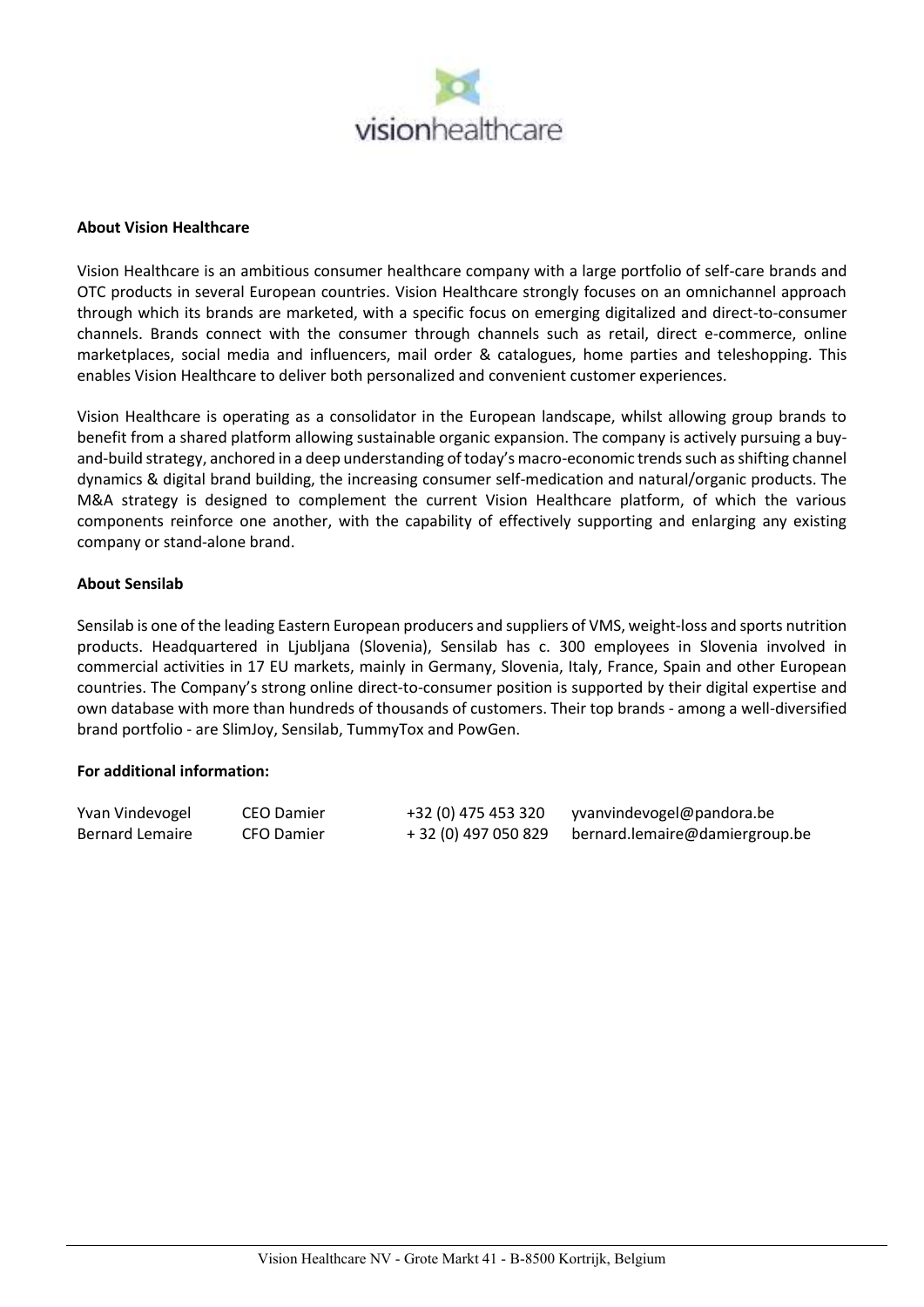**About Vision Healthcare**

Vision Healthcare is an ambitious consumer healthcare company with a large portfolio of self-care brands and OTC products in several European countries. Vision Healthcare strongly focuses on an omnichannel approach through which its brands are marketed, with a specific focus on emerging digitalized and direct-to-consumer channels. Brands connect with the consumer through channels such as retail, direct e-commerce, online marketplaces, social media and influencers, mail order & catalogues, home parties and teleshopping. This enables Vision Healthcare to deliver both personalized and convenient customer experiences.

Vision Healthcare is operating as a consolidator in the European landscape, whilst allowing group brands to benefit from a shared platform allowing sustainable organic expansion. The company is actively pursuing a buy-and-build strategy, anchored in a deep understanding of today's macro-economic trends such as shifting channel dynamics & digital brand building, the increasing consumer self-medication and natural/organic products. The M&A strategy is designed to complement the current Vision Healthcare platform, of which the various components reinforce one another, with the capability of effectively supporting and enlarging any existing company or stand-alone brand.

**About Sensilab**

Sensilab is one of the leading Eastern European producers and suppliers of VMS, weight-loss and sports nutrition products. Headquartered in Ljubljana (Slovenia), Sensilab has c. 300 employees in Slovenia involved in commercial activities in 17 EU markets, mainly in Germany, Slovenia, Italy, France, Spain and other European countries. The Company's strong online direct-to-consumer position is supported by their digital expertise and own database with more than hundreds of thousands of customers. Their top brands - among a well-diversified brand portfolio - are SlimJoy, Sensilab, TummyTox and PowGen.

**For additional information:**

| | | | |
|---|---|---|---|
| Yvan Vindevogel | CEO Damier | +32 (0) 475 453 320 | yvanvindevogel@pandora.be |
| Bernard Lemaire | CFO Damier | + 32 (0) 497 050 829 | bernard.lemaire@damiergroup.be |